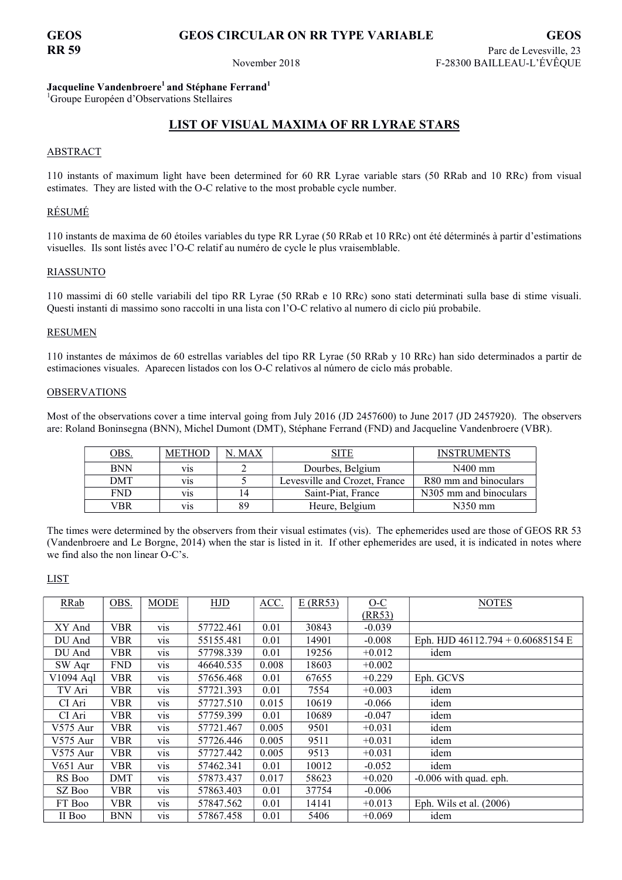**GEOS RR 59**

**GEOS CIRCULAR ON RR TYPE VARIABLE**

November 2018

**GEOS**
Parc de Levesville, 23
F-28300 BAILLEAU-L'ÉVÊQUE

**Jacqueline Vandenbroere[1] and Stéphane Ferrand[1]**
[1]Groupe Européen d'Observations Stellaires

# LIST OF VISUAL MAXIMA OF RR LYRAE STARS

## ABSTRACT

110 instants of maximum light have been determined for 60 RR Lyrae variable stars (50 RRab and 10 RRc) from visual estimates. They are listed with the O-C relative to the most probable cycle number.

## RÉSUMÉ

110 instants de maxima de 60 étoiles variables du type RR Lyrae (50 RRab et 10 RRc) ont été déterminés à partir d'estimations visuelles. Ils sont listés avec l'O-C relatif au numéro de cycle le plus vraisemblable.

## RIASSUNTO

110 massimi di 60 stelle variabili del tipo RR Lyrae (50 RRab e 10 RRc) sono stati determinati sulla base di stime visuali. Questi instanti di massimo sono raccolti in una lista con l'O-C relativo al numero di ciclo piú probabile.

## RESUMEN

110 instantes de máximos de 60 estrellas variables del tipo RR Lyrae (50 RRab y 10 RRc) han sido determinados a partir de estimaciones visuales. Aparecen listados con los O-C relativos al número de ciclo más probable.

## OBSERVATIONS

Most of the observations cover a time interval going from July 2016 (JD 2457600) to June 2017 (JD 2457920). The observers are: Roland Boninsegna (BNN), Michel Dumont (DMT), Stéphane Ferrand (FND) and Jacqueline Vandenbroere (VBR).

| OBS. | METHOD | N. MAX | SITE | INSTRUMENTS |
|---|---|---|---|---|
| BNN | vis | 2 | Dourbes, Belgium | N400 mm |
| DMT | vis | 5 | Levesville and Crozet, France | R80 mm and binoculars |
| FND | vis | 14 | Saint-Piat, France | N305 mm and binoculars |
| VBR | vis | 89 | Heure, Belgium | N350 mm |

The times were determined by the observers from their visual estimates (vis). The ephemerides used are those of GEOS RR 53 (Vandenbroere and Le Borgne, 2014) when the star is listed in it. If other ephemerides are used, it is indicated in notes where we find also the non linear O-C's.

## LIST

| RRab | OBS. | MODE | HJD | ACC. | E (RR53) | O-C (RR53) | NOTES |
|---|---|---|---|---|---|---|---|
| XY And | VBR | vis | 57722.461 | 0.01 | 30843 | -0.039 | |
| DU And | VBR | vis | 55155.481 | 0.01 | 14901 | -0.008 | Eph. HJD 46112.794 + 0.60685154 E |
| DU And | VBR | vis | 57798.339 | 0.01 | 19256 | +0.012 | idem |
| SW Aqr | FND | vis | 46640.535 | 0.008 | 18603 | +0.002 | |
| V1094 Aql | VBR | vis | 57656.468 | 0.01 | 67655 | +0.229 | Eph. GCVS |
| TV Ari | VBR | vis | 57721.393 | 0.01 | 7554 | +0.003 | idem |
| CI Ari | VBR | vis | 57727.510 | 0.015 | 10619 | -0.066 | idem |
| CI Ari | VBR | vis | 57759.399 | 0.01 | 10689 | -0.047 | idem |
| V575 Aur | VBR | vis | 57721.467 | 0.005 | 9501 | +0.031 | idem |
| V575 Aur | VBR | vis | 57726.446 | 0.005 | 9511 | +0.031 | idem |
| V575 Aur | VBR | vis | 57727.442 | 0.005 | 9513 | +0.031 | idem |
| V651 Aur | VBR | vis | 57462.341 | 0.01 | 10012 | -0.052 | idem |
| RS Boo | DMT | vis | 57873.437 | 0.017 | 58623 | +0.020 | -0.006 with quad. eph. |
| SZ Boo | VBR | vis | 57863.403 | 0.01 | 37754 | -0.006 | |
| FT Boo | VBR | vis | 57847.562 | 0.01 | 14141 | +0.013 | Eph. Wils et al. (2006) |
| II Boo | BNN | vis | 57867.458 | 0.01 | 5406 | +0.069 | idem |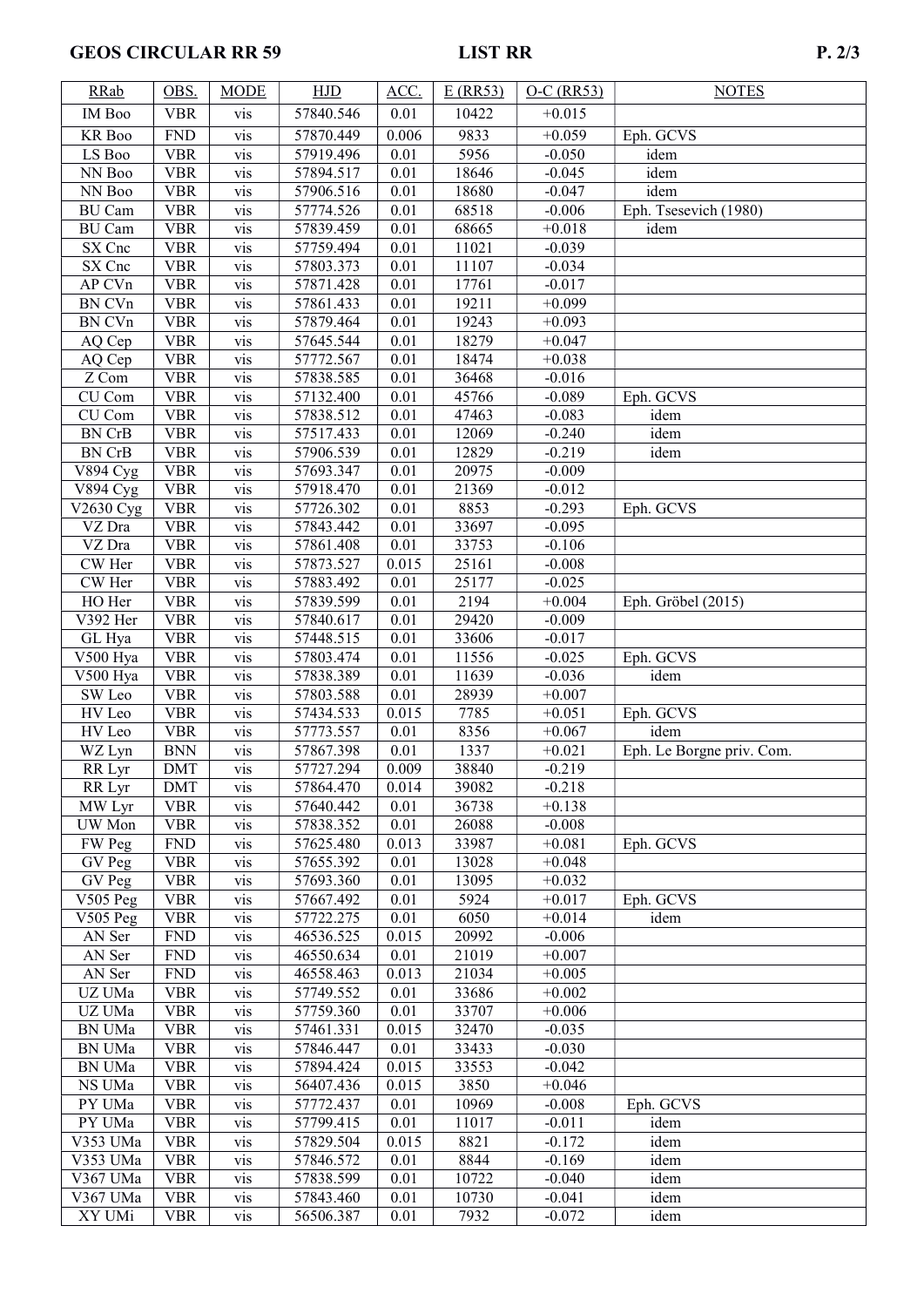| RRab | OBS. | MODE | HJD | ACC. | E (RR53) | O-C (RR53) | NOTES |
|---|---|---|---|---|---|---|---|
| IM Boo | VBR | vis | 57840.546 | 0.01 | 10422 | +0.015 | |
| KR Boo | FND | vis | 57870.449 | 0.006 | 9833 | +0.059 | Eph. GCVS |
| LS Boo | VBR | vis | 57919.496 | 0.01 | 5956 | -0.050 | idem |
| NN Boo | VBR | vis | 57894.517 | 0.01 | 18646 | -0.045 | idem |
| NN Boo | VBR | vis | 57906.516 | 0.01 | 18680 | -0.047 | idem |
| BU Cam | VBR | vis | 57774.526 | 0.01 | 68518 | -0.006 | Eph. Tsesevich (1980) |
| BU Cam | VBR | vis | 57839.459 | 0.01 | 68665 | +0.018 | idem |
| SX Cnc | VBR | vis | 57759.494 | 0.01 | 11021 | -0.039 | |
| SX Cnc | VBR | vis | 57803.373 | 0.01 | 11107 | -0.034 | |
| AP CVn | VBR | vis | 57871.428 | 0.01 | 17761 | -0.017 | |
| BN CVn | VBR | vis | 57861.433 | 0.01 | 19211 | +0.099 | |
| BN CVn | VBR | vis | 57879.464 | 0.01 | 19243 | +0.093 | |
| AQ Cep | VBR | vis | 57645.544 | 0.01 | 18279 | +0.047 | |
| AQ Cep | VBR | vis | 57772.567 | 0.01 | 18474 | +0.038 | |
| Z Com | VBR | vis | 57838.585 | 0.01 | 36468 | -0.016 | |
| CU Com | VBR | vis | 57132.400 | 0.01 | 45766 | -0.089 | Eph. GCVS |
| CU Com | VBR | vis | 57838.512 | 0.01 | 47463 | -0.083 | idem |
| BN CrB | VBR | vis | 57517.433 | 0.01 | 12069 | -0.240 | idem |
| BN CrB | VBR | vis | 57906.539 | 0.01 | 12829 | -0.219 | idem |
| V894 Cyg | VBR | vis | 57693.347 | 0.01 | 20975 | -0.009 | |
| V894 Cyg | VBR | vis | 57918.470 | 0.01 | 21369 | -0.012 | |
| V2630 Cyg | VBR | vis | 57726.302 | 0.01 | 8853 | -0.293 | Eph. GCVS |
| VZ Dra | VBR | vis | 57843.442 | 0.01 | 33697 | -0.095 | |
| VZ Dra | VBR | vis | 57861.408 | 0.01 | 33753 | -0.106 | |
| CW Her | VBR | vis | 57873.527 | 0.015 | 25161 | -0.008 | |
| CW Her | VBR | vis | 57883.492 | 0.01 | 25177 | -0.025 | |
| HO Her | VBR | vis | 57839.599 | 0.01 | 2194 | +0.004 | Eph. Gröbel (2015) |
| V392 Her | VBR | vis | 57840.617 | 0.01 | 29420 | -0.009 | |
| GL Hya | VBR | vis | 57448.515 | 0.01 | 33606 | -0.017 | |
| V500 Hya | VBR | vis | 57803.474 | 0.01 | 11556 | -0.025 | Eph. GCVS |
| V500 Hya | VBR | vis | 57838.389 | 0.01 | 11639 | -0.036 | idem |
| SW Leo | VBR | vis | 57803.588 | 0.01 | 28939 | +0.007 | |
| HV Leo | VBR | vis | 57434.533 | 0.015 | 7785 | +0.051 | Eph. GCVS |
| HV Leo | VBR | vis | 57773.557 | 0.01 | 8356 | +0.067 | idem |
| WZ Lyn | BNN | vis | 57867.398 | 0.01 | 1337 | +0.021 | Eph. Le Borgne priv. Com. |
| RR Lyr | DMT | vis | 57727.294 | 0.009 | 38840 | -0.219 | |
| RR Lyr | DMT | vis | 57864.470 | 0.014 | 39082 | -0.218 | |
| MW Lyr | VBR | vis | 57640.442 | 0.01 | 36738 | +0.138 | |
| UW Mon | VBR | vis | 57838.352 | 0.01 | 26088 | -0.008 | |
| FW Peg | FND | vis | 57625.480 | 0.013 | 33987 | +0.081 | Eph. GCVS |
| GV Peg | VBR | vis | 57655.392 | 0.01 | 13028 | +0.048 | |
| GV Peg | VBR | vis | 57693.360 | 0.01 | 13095 | +0.032 | |
| V505 Peg | VBR | vis | 57667.492 | 0.01 | 5924 | +0.017 | Eph. GCVS |
| V505 Peg | VBR | vis | 57722.275 | 0.01 | 6050 | +0.014 | idem |
| AN Ser | FND | vis | 46536.525 | 0.015 | 20992 | -0.006 | |
| AN Ser | FND | vis | 46550.634 | 0.01 | 21019 | +0.007 | |
| AN Ser | FND | vis | 46558.463 | 0.013 | 21034 | +0.005 | |
| UZ UMa | VBR | vis | 57749.552 | 0.01 | 33686 | +0.002 | |
| UZ UMa | VBR | vis | 57759.360 | 0.01 | 33707 | +0.006 | |
| BN UMa | VBR | vis | 57461.331 | 0.015 | 32470 | -0.035 | |
| BN UMa | VBR | vis | 57846.447 | 0.01 | 33433 | -0.030 | |
| BN UMa | VBR | vis | 57894.424 | 0.015 | 33553 | -0.042 | |
| NS UMa | VBR | vis | 56407.436 | 0.015 | 3850 | +0.046 | |
| PY UMa | VBR | vis | 57772.437 | 0.01 | 10969 | -0.008 | Eph. GCVS |
| PY UMa | VBR | vis | 57799.415 | 0.01 | 11017 | -0.011 | idem |
| V353 UMa | VBR | vis | 57829.504 | 0.015 | 8821 | -0.172 | idem |
| V353 UMa | VBR | vis | 57846.572 | 0.01 | 8844 | -0.169 | idem |
| V367 UMa | VBR | vis | 57838.599 | 0.01 | 10722 | -0.040 | idem |
| V367 UMa | VBR | vis | 57843.460 | 0.01 | 10730 | -0.041 | idem |
| XY UMi | VBR | vis | 56506.387 | 0.01 | 7932 | -0.072 | idem |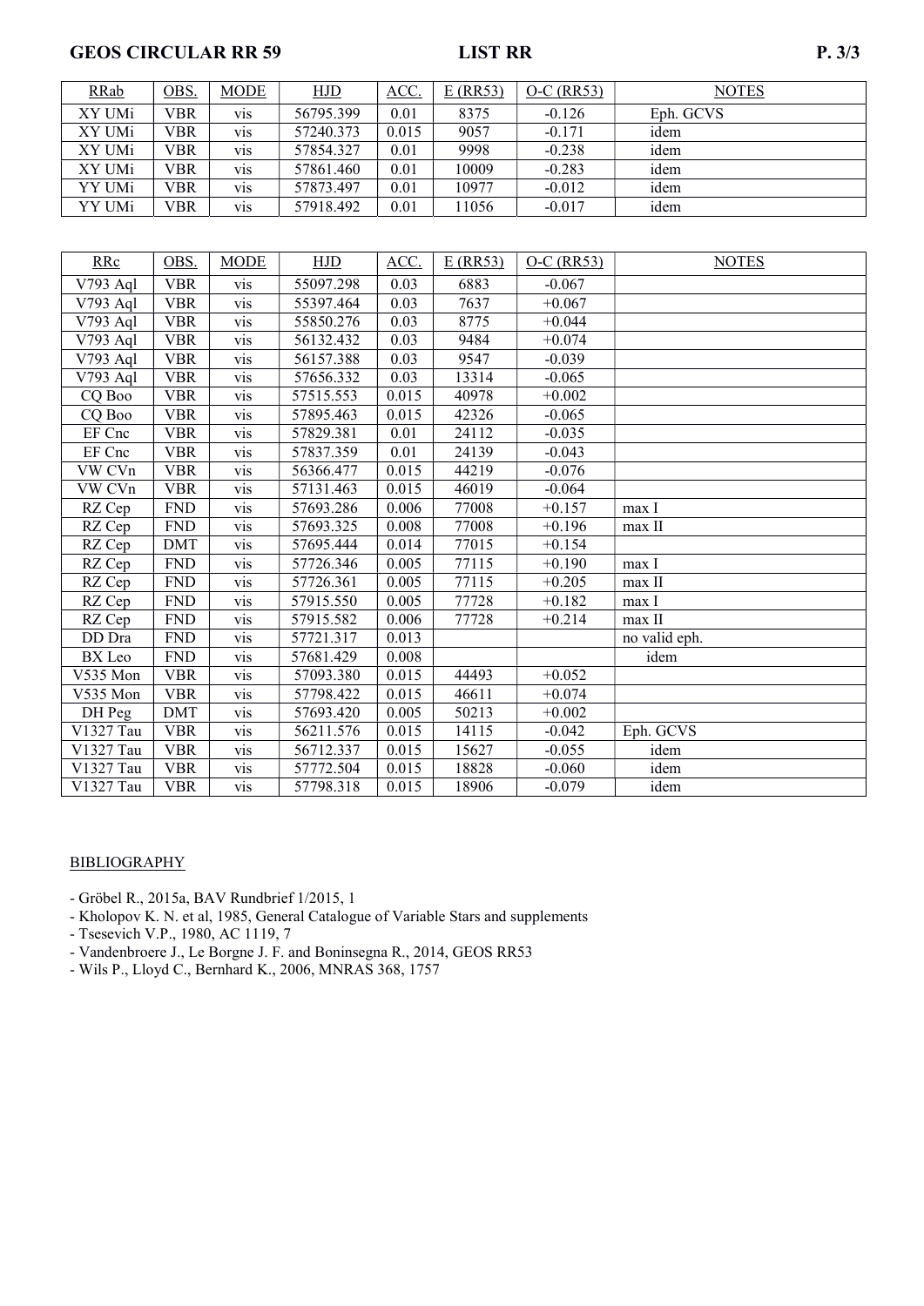| RRab | OBS. | MODE | HJD | ACC. | E (RR53) | O-C (RR53) | NOTES |
|---|---|---|---|---|---|---|---|
| XY UMi | VBR | vis | 56795.399 | 0.01 | 8375 | -0.126 | Eph. GCVS |
| XY UMi | VBR | vis | 57240.373 | 0.015 | 9057 | -0.171 | idem |
| XY UMi | VBR | vis | 57854.327 | 0.01 | 9998 | -0.238 | idem |
| XY UMi | VBR | vis | 57861.460 | 0.01 | 10009 | -0.283 | idem |
| YY UMi | VBR | vis | 57873.497 | 0.01 | 10977 | -0.012 | idem |
| YY UMi | VBR | vis | 57918.492 | 0.01 | 11056 | -0.017 | idem |

| RRc | OBS. | MODE | HJD | ACC. | E (RR53) | O-C (RR53) | NOTES |
|---|---|---|---|---|---|---|---|
| V793 Aql | VBR | vis | 55097.298 | 0.03 | 6883 | -0.067 | |
| V793 Aql | VBR | vis | 55397.464 | 0.03 | 7637 | +0.067 | |
| V793 Aql | VBR | vis | 55850.276 | 0.03 | 8775 | +0.044 | |
| V793 Aql | VBR | vis | 56132.432 | 0.03 | 9484 | +0.074 | |
| V793 Aql | VBR | vis | 56157.388 | 0.03 | 9547 | -0.039 | |
| V793 Aql | VBR | vis | 57656.332 | 0.03 | 13314 | -0.065 | |
| CQ Boo | VBR | vis | 57515.553 | 0.015 | 40978 | +0.002 | |
| CQ Boo | VBR | vis | 57895.463 | 0.015 | 42326 | -0.065 | |
| EF Cnc | VBR | vis | 57829.381 | 0.01 | 24112 | -0.035 | |
| EF Cnc | VBR | vis | 57837.359 | 0.01 | 24139 | -0.043 | |
| VW CVn | VBR | vis | 56366.477 | 0.015 | 44219 | -0.076 | |
| VW CVn | VBR | vis | 57131.463 | 0.015 | 46019 | -0.064 | |
| RZ Cep | FND | vis | 57693.286 | 0.006 | 77008 | +0.157 | max I |
| RZ Cep | FND | vis | 57693.325 | 0.008 | 77008 | +0.196 | max II |
| RZ Cep | DMT | vis | 57695.444 | 0.014 | 77015 | +0.154 | |
| RZ Cep | FND | vis | 57726.346 | 0.005 | 77115 | +0.190 | max I |
| RZ Cep | FND | vis | 57726.361 | 0.005 | 77115 | +0.205 | max II |
| RZ Cep | FND | vis | 57915.550 | 0.005 | 77728 | +0.182 | max I |
| RZ Cep | FND | vis | 57915.582 | 0.006 | 77728 | +0.214 | max II |
| DD Dra | FND | vis | 57721.317 | 0.013 | | | no valid eph. |
| BX Leo | FND | vis | 57681.429 | 0.008 | | | idem |
| V535 Mon | VBR | vis | 57093.380 | 0.015 | 44493 | +0.052 | |
| V535 Mon | VBR | vis | 57798.422 | 0.015 | 46611 | +0.074 | |
| DH Peg | DMT | vis | 57693.420 | 0.005 | 50213 | +0.002 | |
| V1327 Tau | VBR | vis | 56211.576 | 0.015 | 14115 | -0.042 | Eph. GCVS |
| V1327 Tau | VBR | vis | 56712.337 | 0.015 | 15627 | -0.055 | idem |
| V1327 Tau | VBR | vis | 57772.504 | 0.015 | 18828 | -0.060 | idem |
| V1327 Tau | VBR | vis | 57798.318 | 0.015 | 18906 | -0.079 | idem |

## BIBLIOGRAPHY

- Gröbel R., 2015a, BAV Rundbrief 1/2015, 1
- Kholopov K. N. et al, 1985, General Catalogue of Variable Stars and supplements
- Tsesevich V.P., 1980, AC 1119, 7
- Vandenbroere J., Le Borgne J. F. and Boninsegna R., 2014, GEOS RR53
- Wils P., Lloyd C., Bernhard K., 2006, MNRAS 368, 1757